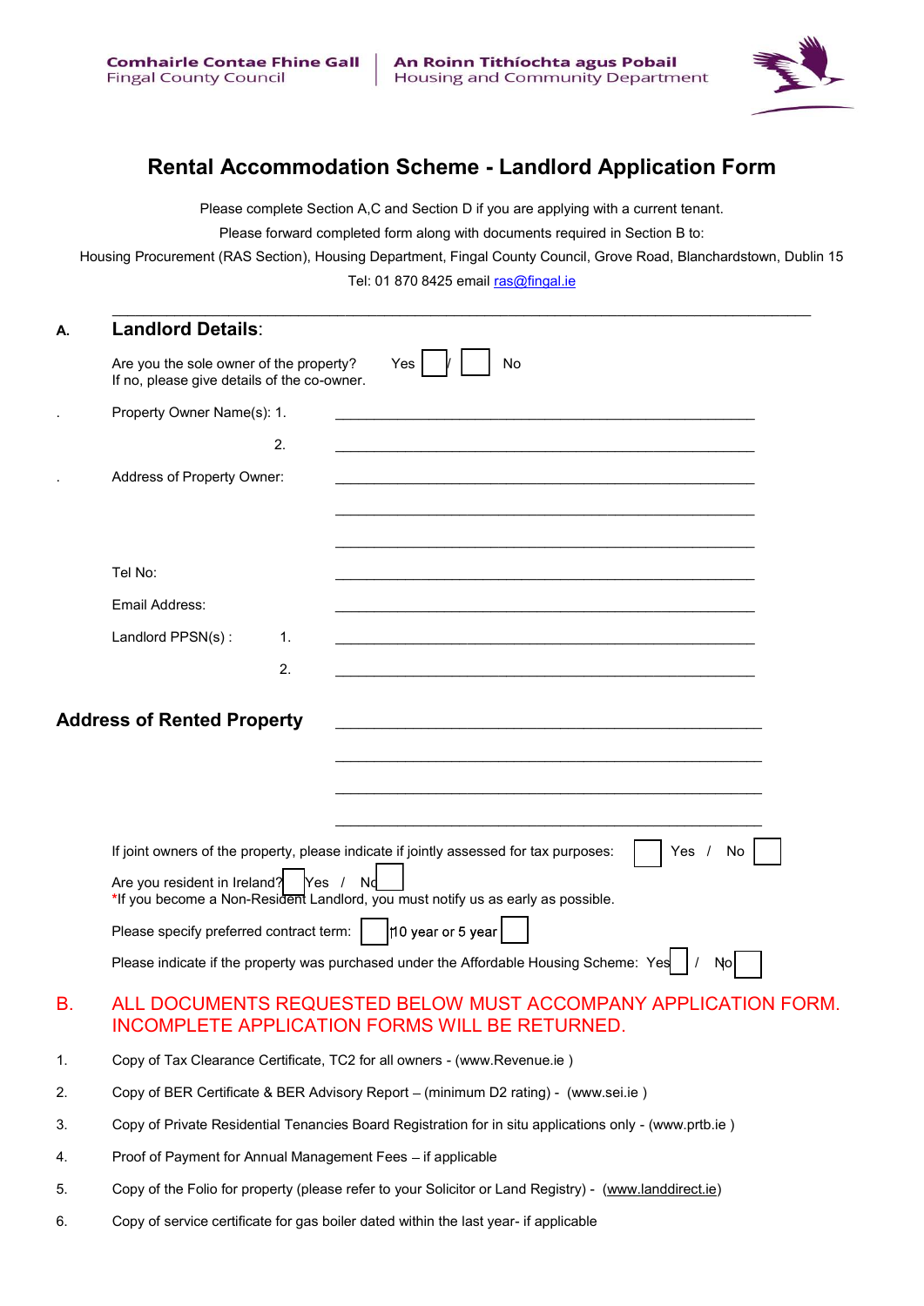Comhairle Contae Fhine Gall
Fingal County Council

An Roinn Tithíochta agus Pobail
Housing and Community Department

# Rental Accommodation Scheme - Landlord Application Form

Please complete Section A,C and Section D if you are applying with a current tenant.

Please forward completed form along with documents required in Section B to:

Housing Procurement (RAS Section), Housing Department, Fingal County Council, Grove Road, Blanchardstown, Dublin 15

Tel: 01 870 8425 email ras@fingal.ie

## A. Landlord Details:

Are you the sole owner of the property? Yes ☐ / ☐ No
If no, please give details of the co-owner.

Property Owner Name(s): 1. ______________________________

2. ______________________________

Address of Property Owner: ______________________________

______________________________

______________________________

Tel No: ______________________________

Email Address: ______________________________

Landlord PPSN(s) : 1. ______________________________

2. ______________________________

## Address of Rented Property

______________________________

______________________________

______________________________

______________________________

If joint owners of the property, please indicate if jointly assessed for tax purposes: ☐ Yes / No ☐

Are you resident in Ireland? ☐ Yes / No ☐
*If you become a Non-Resident Landlord, you must notify us as early as possible.

Please specify preferred contract term: ☐ 10 year or 5 year ☐

Please indicate if the property was purchased under the Affordable Housing Scheme: Yes ☐ / No ☐

## B. ALL DOCUMENTS REQUESTED BELOW MUST ACCOMPANY APPLICATION FORM. INCOMPLETE APPLICATION FORMS WILL BE RETURNED.

1. Copy of Tax Clearance Certificate, TC2 for all owners - (www.Revenue.ie )
2. Copy of BER Certificate & BER Advisory Report – (minimum D2 rating) - (www.sei.ie )
3. Copy of Private Residential Tenancies Board Registration for in situ applications only - (www.prtb.ie )
4. Proof of Payment for Annual Management Fees – if applicable
5. Copy of the Folio for property (please refer to your Solicitor or Land Registry) - (www.landdirect.ie)
6. Copy of service certificate for gas boiler dated within the last year- if applicable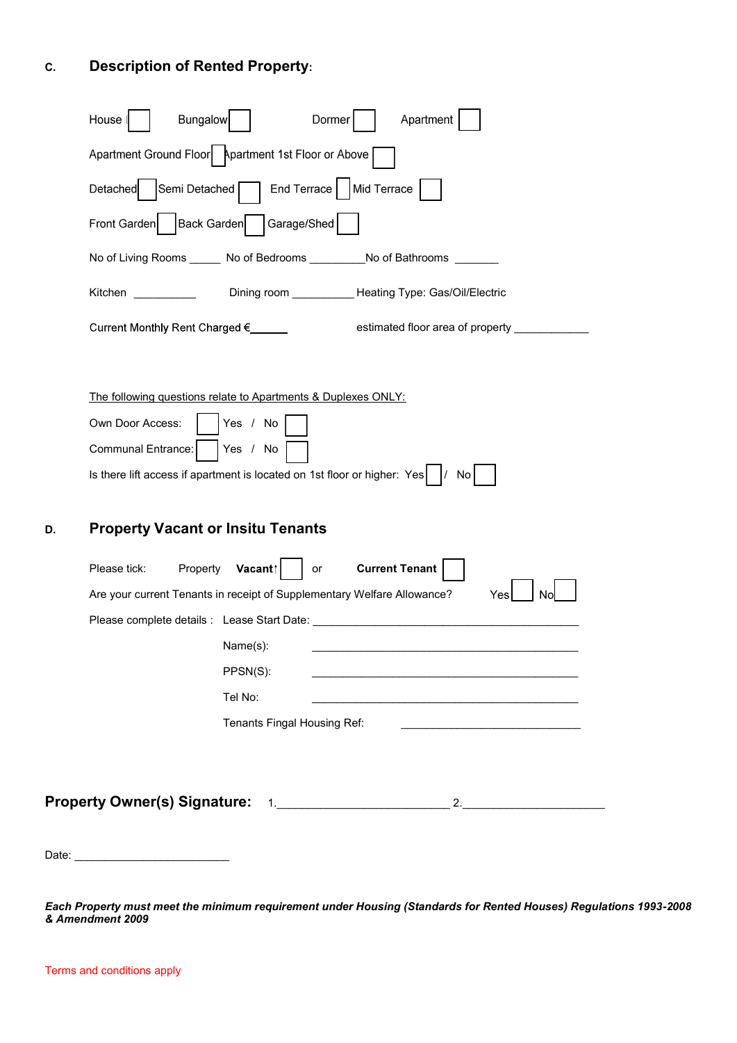## C. Description of Rented Property:

House ☐ Bungalow ☐ Dormer ☐ Apartment ☐

Apartment Ground Floor ☐ Apartment 1st Floor or Above ☐

Detached ☐ Semi Detached ☐ End Terrace ☐ Mid Terrace ☐

Front Garden ☐ Back Garden ☐ Garage/Shed ☐

No of Living Rooms _____ No of Bedrooms _________ No of Bathrooms _______

Kitchen __________ Dining room __________ Heating Type: Gas/Oil/Electric

Current Monthly Rent Charged €______ estimated floor area of property ____________

<u>The following questions relate to Apartments & Duplexes ONLY:</u>

Own Door Access: ☐ Yes / No ☐

Communal Entrance: ☐ Yes / No ☐

Is there lift access if apartment is located on 1st floor or higher: Yes ☐ / No ☐

## D. Property Vacant or Insitu Tenants

Please tick: Property **Vacant**↑ ☐ or **Current Tenant** ☐

Are your current Tenants in receipt of Supplementary Welfare Allowance? Yes ☐ No ☐

Please complete details : Lease Start Date: ___________________________________________

Name(s): ___________________________________________

PPSN(S): ___________________________________________

Tel No: ___________________________________________

Tenants Fingal Housing Ref: ____________________________

**Property Owner(s) Signature:** 1.__________________________ 2.______________________

Date: ________________________

***Each Property must meet the minimum requirement under Housing (Standards for Rented Houses) Regulations 1993-2008 & Amendment 2009***

Terms and conditions apply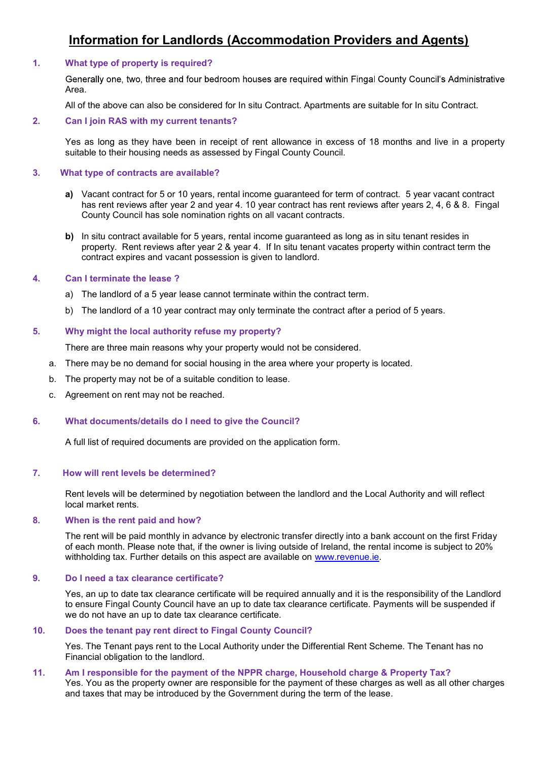# Information for Landlords (Accommodation Providers and Agents)

### 1. What type of property is required?

Generally one, two, three and four bedroom houses are required within Fingal County Council's Administrative Area.

All of the above can also be considered for In situ Contract. Apartments are suitable for In situ Contract.

### 2. Can I join RAS with my current tenants?

Yes as long as they have been in receipt of rent allowance in excess of 18 months and live in a property suitable to their housing needs as assessed by Fingal County Council.

### 3. What type of contracts are available?

**a)** Vacant contract for 5 or 10 years, rental income guaranteed for term of contract. 5 year vacant contract has rent reviews after year 2 and year 4. 10 year contract has rent reviews after years 2, 4, 6 & 8. Fingal County Council has sole nomination rights on all vacant contracts.

**b)** In situ contract available for 5 years, rental income guaranteed as long as in situ tenant resides in property. Rent reviews after year 2 & year 4. If In situ tenant vacates property within contract term the contract expires and vacant possession is given to landlord.

### 4. Can I terminate the lease ?

a) The landlord of a 5 year lease cannot terminate within the contract term.

b) The landlord of a 10 year contract may only terminate the contract after a period of 5 years.

### 5. Why might the local authority refuse my property?

There are three main reasons why your property would not be considered.

a. There may be no demand for social housing in the area where your property is located.

b. The property may not be of a suitable condition to lease.

c. Agreement on rent may not be reached.

### 6. What documents/details do I need to give the Council?

A full list of required documents are provided on the application form.

### 7. How will rent levels be determined?

Rent levels will be determined by negotiation between the landlord and the Local Authority and will reflect local market rents.

### 8. When is the rent paid and how?

The rent will be paid monthly in advance by electronic transfer directly into a bank account on the first Friday of each month. Please note that, if the owner is living outside of Ireland, the rental income is subject to 20% withholding tax. Further details on this aspect are available on www.revenue.ie.

### 9. Do I need a tax clearance certificate?

Yes, an up to date tax clearance certificate will be required annually and it is the responsibility of the Landlord to ensure Fingal County Council have an up to date tax clearance certificate. Payments will be suspended if we do not have an up to date tax clearance certificate.

### 10. Does the tenant pay rent direct to Fingal County Council?

Yes. The Tenant pays rent to the Local Authority under the Differential Rent Scheme. The Tenant has no Financial obligation to the landlord.

### 11. Am I responsible for the payment of the NPPR charge, Household charge & Property Tax?

Yes. You as the property owner are responsible for the payment of these charges as well as all other charges and taxes that may be introduced by the Government during the term of the lease.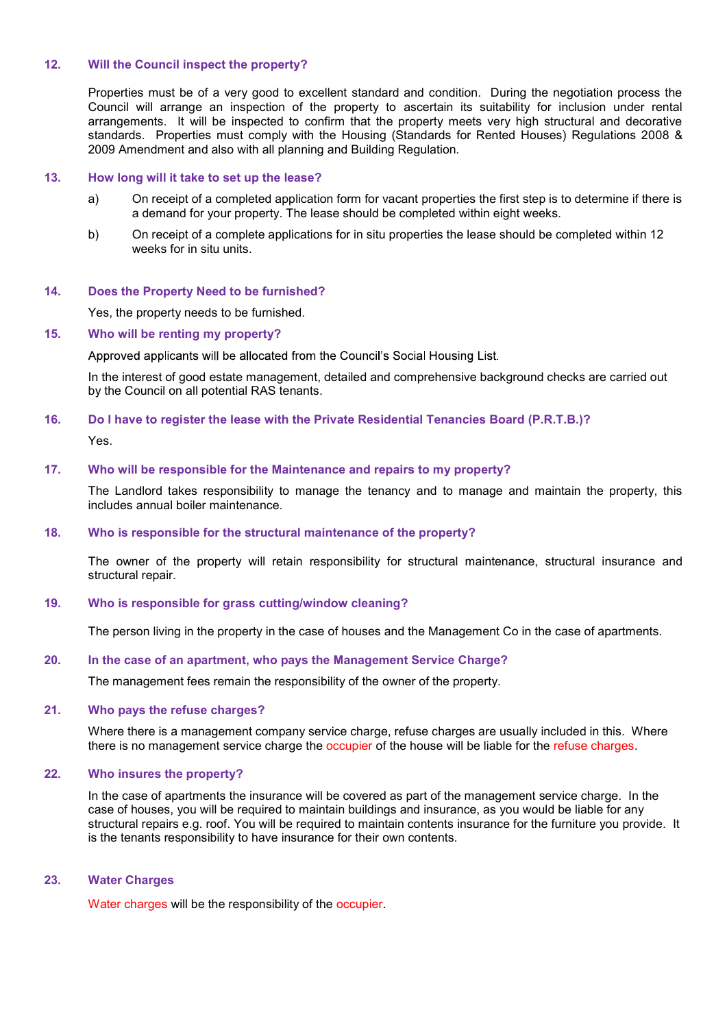### 12. Will the Council inspect the property?

Properties must be of a very good to excellent standard and condition. During the negotiation process the Council will arrange an inspection of the property to ascertain its suitability for inclusion under rental arrangements. It will be inspected to confirm that the property meets very high structural and decorative standards. Properties must comply with the Housing (Standards for Rented Houses) Regulations 2008 & 2009 Amendment and also with all planning and Building Regulation.

### 13. How long will it take to set up the lease?

a) On receipt of a completed application form for vacant properties the first step is to determine if there is a demand for your property. The lease should be completed within eight weeks.

b) On receipt of a complete applications for in situ properties the lease should be completed within 12 weeks for in situ units.

### 14. Does the Property Need to be furnished?

Yes, the property needs to be furnished.

### 15. Who will be renting my property?

Approved applicants will be allocated from the Council's Social Housing List.

In the interest of good estate management, detailed and comprehensive background checks are carried out by the Council on all potential RAS tenants.

### 16. Do I have to register the lease with the Private Residential Tenancies Board (P.R.T.B.)?

Yes.

### 17. Who will be responsible for the Maintenance and repairs to my property?

The Landlord takes responsibility to manage the tenancy and to manage and maintain the property, this includes annual boiler maintenance.

### 18. Who is responsible for the structural maintenance of the property?

The owner of the property will retain responsibility for structural maintenance, structural insurance and structural repair.

### 19. Who is responsible for grass cutting/window cleaning?

The person living in the property in the case of houses and the Management Co in the case of apartments.

### 20. In the case of an apartment, who pays the Management Service Charge?

The management fees remain the responsibility of the owner of the property.

### 21. Who pays the refuse charges?

Where there is a management company service charge, refuse charges are usually included in this. Where there is no management service charge the occupier of the house will be liable for the refuse charges.

### 22. Who insures the property?

In the case of apartments the insurance will be covered as part of the management service charge. In the case of houses, you will be required to maintain buildings and insurance, as you would be liable for any structural repairs e.g. roof. You will be required to maintain contents insurance for the furniture you provide. It is the tenants responsibility to have insurance for their own contents.

### 23. Water Charges

Water charges will be the responsibility of the occupier.